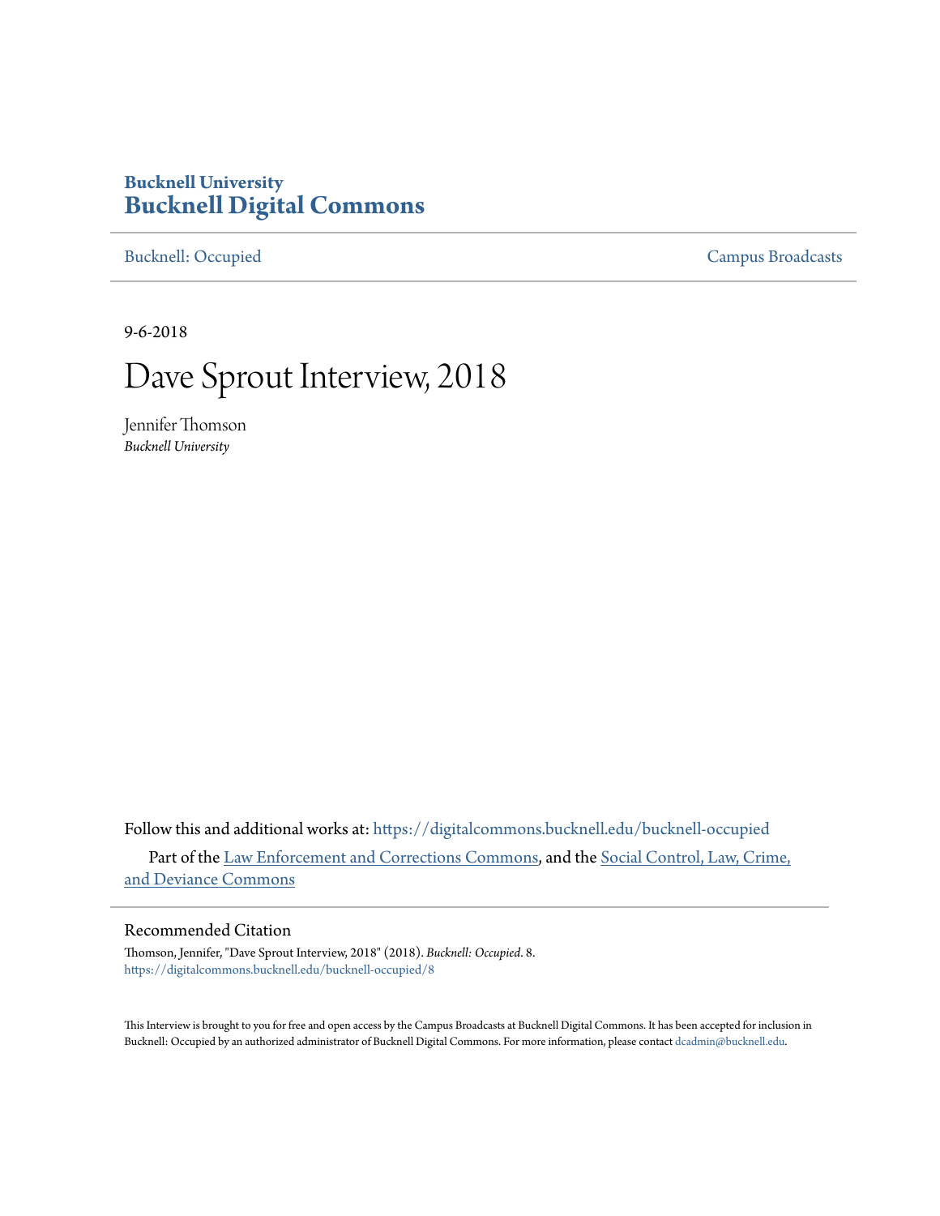**Bucknell University**
**Bucknell Digital Commons**

Bucknell: Occupied | Campus Broadcasts

9-6-2018

# Dave Sprout Interview, 2018

Jennifer Thomson
*Bucknell University*

Follow this and additional works at: https://digitalcommons.bucknell.edu/bucknell-occupied

Part of the Law Enforcement and Corrections Commons, and the Social Control, Law, Crime, and Deviance Commons

## Recommended Citation

Thomson, Jennifer, "Dave Sprout Interview, 2018" (2018). *Bucknell: Occupied*. 8.
https://digitalcommons.bucknell.edu/bucknell-occupied/8

This Interview is brought to you for free and open access by the Campus Broadcasts at Bucknell Digital Commons. It has been accepted for inclusion in Bucknell: Occupied by an authorized administrator of Bucknell Digital Commons. For more information, please contact dcadmin@bucknell.edu.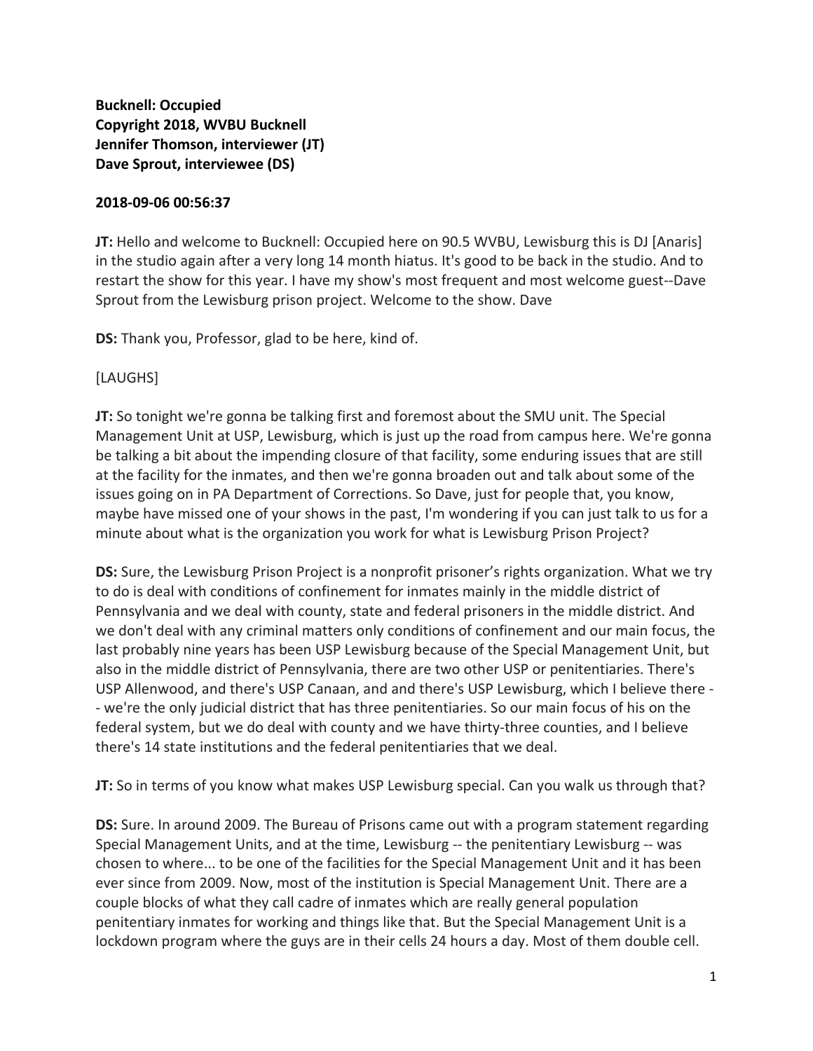**Bucknell: Occupied**
**Copyright 2018, WVBU Bucknell**
**Jennifer Thomson, interviewer (JT)**
**Dave Sprout, interviewee (DS)**

**2018-09-06 00:56:37**

**JT:** Hello and welcome to Bucknell: Occupied here on 90.5 WVBU, Lewisburg this is DJ [Anaris] in the studio again after a very long 14 month hiatus. It's good to be back in the studio. And to restart the show for this year. I have my show's most frequent and most welcome guest--Dave Sprout from the Lewisburg prison project. Welcome to the show. Dave

**DS:** Thank you, Professor, glad to be here, kind of.

[LAUGHS]

**JT:** So tonight we're gonna be talking first and foremost about the SMU unit. The Special Management Unit at USP, Lewisburg, which is just up the road from campus here. We're gonna be talking a bit about the impending closure of that facility, some enduring issues that are still at the facility for the inmates, and then we're gonna broaden out and talk about some of the issues going on in PA Department of Corrections. So Dave, just for people that, you know, maybe have missed one of your shows in the past, I'm wondering if you can just talk to us for a minute about what is the organization you work for what is Lewisburg Prison Project?

**DS:** Sure, the Lewisburg Prison Project is a nonprofit prisoner's rights organization. What we try to do is deal with conditions of confinement for inmates mainly in the middle district of Pennsylvania and we deal with county, state and federal prisoners in the middle district. And we don't deal with any criminal matters only conditions of confinement and our main focus, the last probably nine years has been USP Lewisburg because of the Special Management Unit, but also in the middle district of Pennsylvania, there are two other USP or penitentiaries. There's USP Allenwood, and there's USP Canaan, and and there's USP Lewisburg, which I believe there -- we're the only judicial district that has three penitentiaries. So our main focus of his on the federal system, but we do deal with county and we have thirty-three counties, and I believe there's 14 state institutions and the federal penitentiaries that we deal.

**JT:** So in terms of you know what makes USP Lewisburg special. Can you walk us through that?

**DS:** Sure. In around 2009. The Bureau of Prisons came out with a program statement regarding Special Management Units, and at the time, Lewisburg -- the penitentiary Lewisburg -- was chosen to where... to be one of the facilities for the Special Management Unit and it has been ever since from 2009. Now, most of the institution is Special Management Unit. There are a couple blocks of what they call cadre of inmates which are really general population penitentiary inmates for working and things like that. But the Special Management Unit is a lockdown program where the guys are in their cells 24 hours a day. Most of them double cell.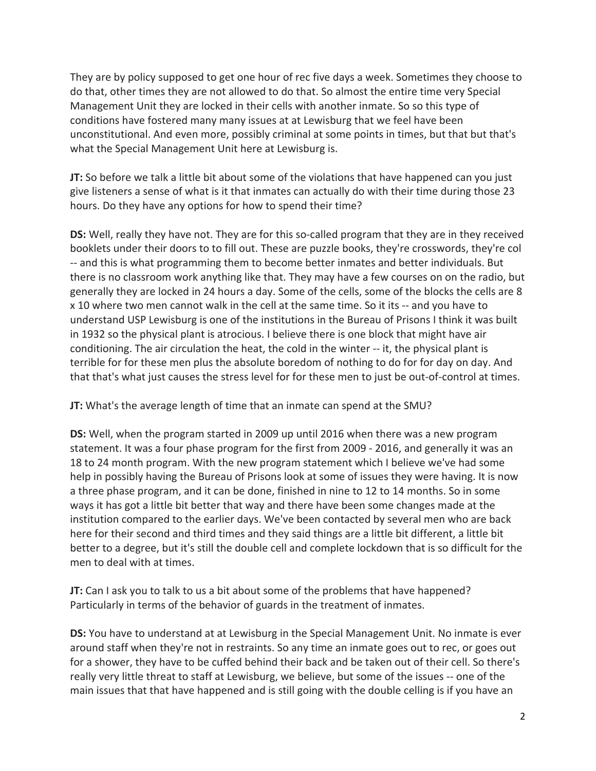They are by policy supposed to get one hour of rec five days a week. Sometimes they choose to do that, other times they are not allowed to do that. So almost the entire time very Special Management Unit they are locked in their cells with another inmate. So so this type of conditions have fostered many many issues at at Lewisburg that we feel have been unconstitutional. And even more, possibly criminal at some points in times, but that but that's what the Special Management Unit here at Lewisburg is.

**JT:** So before we talk a little bit about some of the violations that have happened can you just give listeners a sense of what is it that inmates can actually do with their time during those 23 hours. Do they have any options for how to spend their time?

**DS:** Well, really they have not. They are for this so-called program that they are in they received booklets under their doors to to fill out. These are puzzle books, they're crosswords, they're col -- and this is what programming them to become better inmates and better individuals. But there is no classroom work anything like that. They may have a few courses on on the radio, but generally they are locked in 24 hours a day. Some of the cells, some of the blocks the cells are 8 x 10 where two men cannot walk in the cell at the same time. So it its -- and you have to understand USP Lewisburg is one of the institutions in the Bureau of Prisons I think it was built in 1932 so the physical plant is atrocious. I believe there is one block that might have air conditioning. The air circulation the heat, the cold in the winter -- it, the physical plant is terrible for for these men plus the absolute boredom of nothing to do for for day on day. And that that's what just causes the stress level for for these men to just be out-of-control at times.

**JT:** What's the average length of time that an inmate can spend at the SMU?

**DS:** Well, when the program started in 2009 up until 2016 when there was a new program statement. It was a four phase program for the first from 2009 - 2016, and generally it was an 18 to 24 month program. With the new program statement which I believe we've had some help in possibly having the Bureau of Prisons look at some of issues they were having. It is now a three phase program, and it can be done, finished in nine to 12 to 14 months. So in some ways it has got a little bit better that way and there have been some changes made at the institution compared to the earlier days. We've been contacted by several men who are back here for their second and third times and they said things are a little bit different, a little bit better to a degree, but it's still the double cell and complete lockdown that is so difficult for the men to deal with at times.

**JT:** Can I ask you to talk to us a bit about some of the problems that have happened? Particularly in terms of the behavior of guards in the treatment of inmates.

**DS:** You have to understand at at Lewisburg in the Special Management Unit. No inmate is ever around staff when they're not in restraints. So any time an inmate goes out to rec, or goes out for a shower, they have to be cuffed behind their back and be taken out of their cell. So there's really very little threat to staff at Lewisburg, we believe, but some of the issues -- one of the main issues that that have happened and is still going with the double celling is if you have an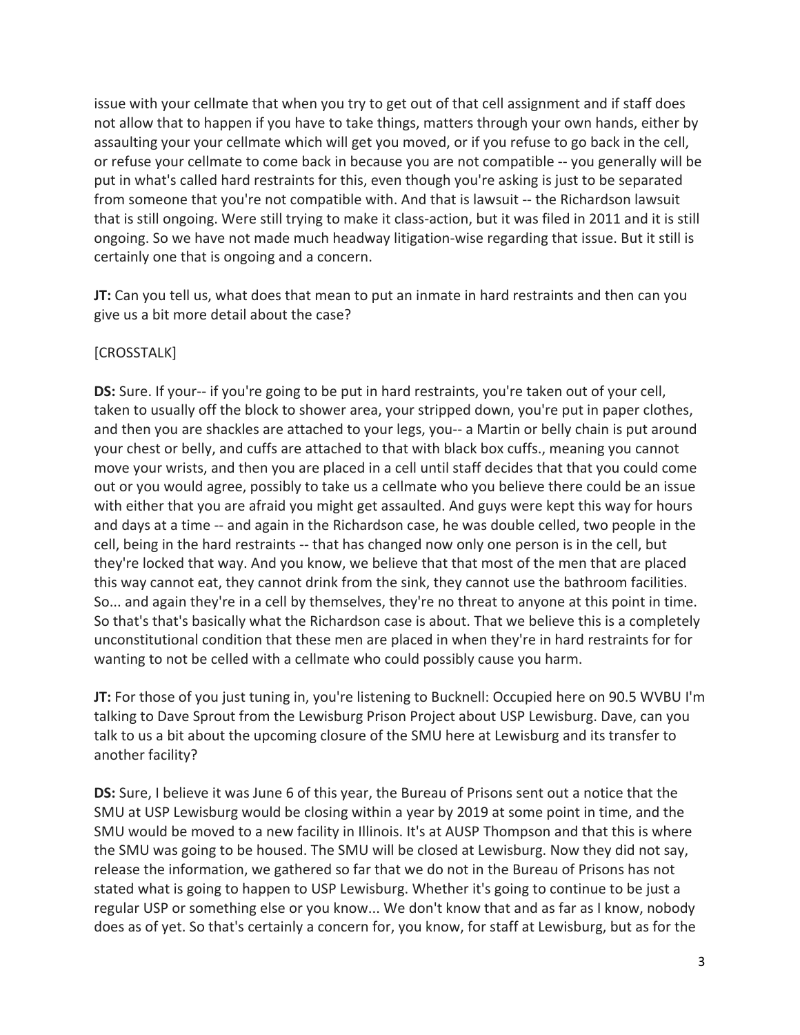issue with your cellmate that when you try to get out of that cell assignment and if staff does not allow that to happen if you have to take things, matters through your own hands, either by assaulting your your cellmate which will get you moved, or if you refuse to go back in the cell, or refuse your cellmate to come back in because you are not compatible -- you generally will be put in what's called hard restraints for this, even though you're asking is just to be separated from someone that you're not compatible with. And that is lawsuit -- the Richardson lawsuit that is still ongoing. Were still trying to make it class-action, but it was filed in 2011 and it is still ongoing. So we have not made much headway litigation-wise regarding that issue. But it still is certainly one that is ongoing and a concern.

**JT:** Can you tell us, what does that mean to put an inmate in hard restraints and then can you give us a bit more detail about the case?

[CROSSTALK]

**DS:** Sure. If your-- if you're going to be put in hard restraints, you're taken out of your cell, taken to usually off the block to shower area, your stripped down, you're put in paper clothes, and then you are shackles are attached to your legs, you-- a Martin or belly chain is put around your chest or belly, and cuffs are attached to that with black box cuffs., meaning you cannot move your wrists, and then you are placed in a cell until staff decides that that you could come out or you would agree, possibly to take us a cellmate who you believe there could be an issue with either that you are afraid you might get assaulted. And guys were kept this way for hours and days at a time -- and again in the Richardson case, he was double celled, two people in the cell, being in the hard restraints -- that has changed now only one person is in the cell, but they're locked that way. And you know, we believe that that most of the men that are placed this way cannot eat, they cannot drink from the sink, they cannot use the bathroom facilities. So... and again they're in a cell by themselves, they're no threat to anyone at this point in time. So that's that's basically what the Richardson case is about. That we believe this is a completely unconstitutional condition that these men are placed in when they're in hard restraints for for wanting to not be celled with a cellmate who could possibly cause you harm.

**JT:** For those of you just tuning in, you're listening to Bucknell: Occupied here on 90.5 WVBU I'm talking to Dave Sprout from the Lewisburg Prison Project about USP Lewisburg. Dave, can you talk to us a bit about the upcoming closure of the SMU here at Lewisburg and its transfer to another facility?

**DS:** Sure, I believe it was June 6 of this year, the Bureau of Prisons sent out a notice that the SMU at USP Lewisburg would be closing within a year by 2019 at some point in time, and the SMU would be moved to a new facility in Illinois. It's at AUSP Thompson and that this is where the SMU was going to be housed. The SMU will be closed at Lewisburg. Now they did not say, release the information, we gathered so far that we do not in the Bureau of Prisons has not stated what is going to happen to USP Lewisburg. Whether it's going to continue to be just a regular USP or something else or you know... We don't know that and as far as I know, nobody does as of yet. So that's certainly a concern for, you know, for staff at Lewisburg, but as for the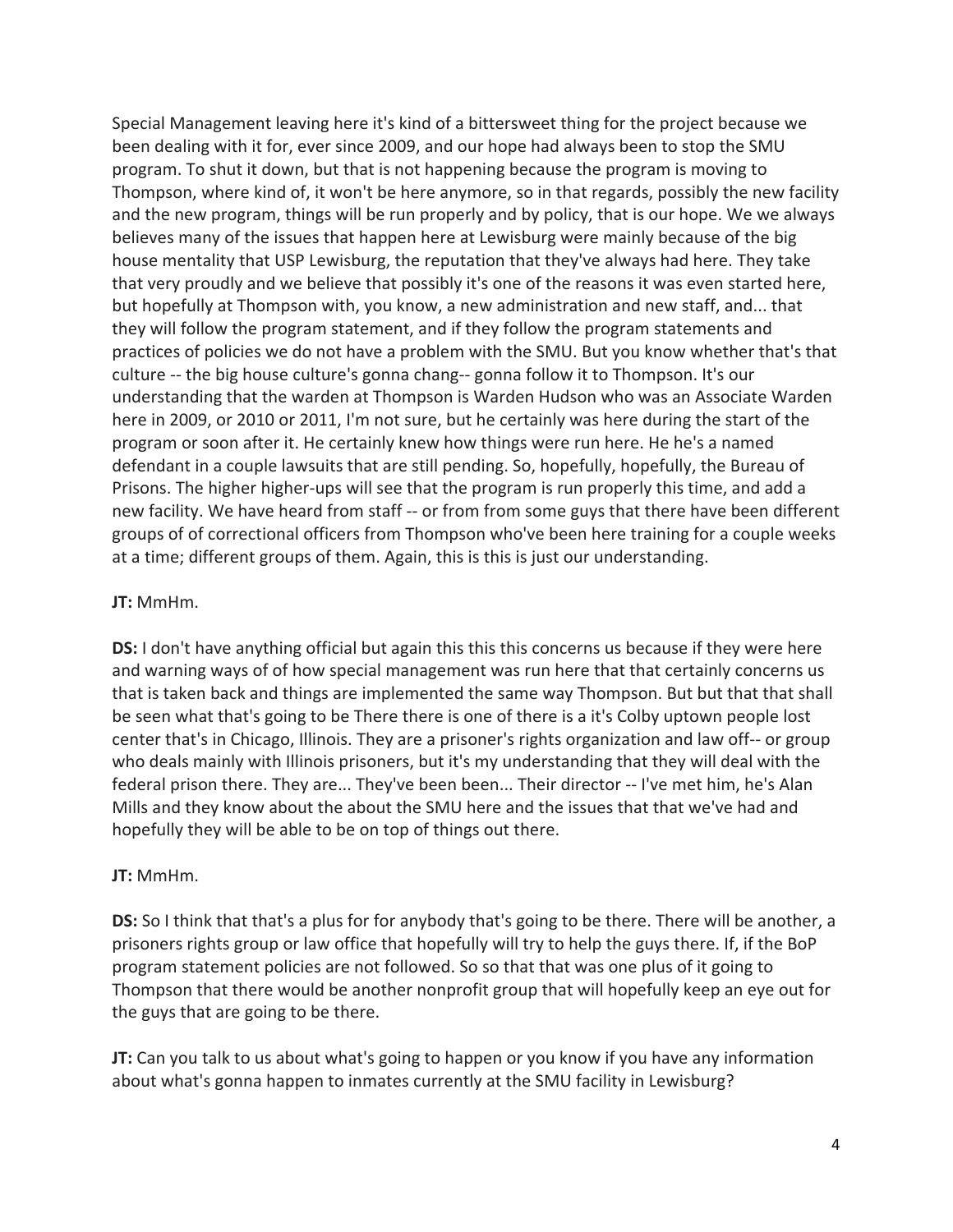Special Management leaving here it's kind of a bittersweet thing for the project because we been dealing with it for, ever since 2009, and our hope had always been to stop the SMU program. To shut it down, but that is not happening because the program is moving to Thompson, where kind of, it won't be here anymore, so in that regards, possibly the new facility and the new program, things will be run properly and by policy, that is our hope. We we always believes many of the issues that happen here at Lewisburg were mainly because of the big house mentality that USP Lewisburg, the reputation that they've always had here. They take that very proudly and we believe that possibly it's one of the reasons it was even started here, but hopefully at Thompson with, you know, a new administration and new staff, and... that they will follow the program statement, and if they follow the program statements and practices of policies we do not have a problem with the SMU. But you know whether that's that culture -- the big house culture's gonna chang-- gonna follow it to Thompson. It's our understanding that the warden at Thompson is Warden Hudson who was an Associate Warden here in 2009, or 2010 or 2011, I'm not sure, but he certainly was here during the start of the program or soon after it. He certainly knew how things were run here. He he's a named defendant in a couple lawsuits that are still pending. So, hopefully, hopefully, the Bureau of Prisons. The higher higher-ups will see that the program is run properly this time, and add a new facility. We have heard from staff -- or from from some guys that there have been different groups of of correctional officers from Thompson who've been here training for a couple weeks at a time; different groups of them. Again, this is this is just our understanding.

**JT:** MmHm.

**DS:** I don't have anything official but again this this this concerns us because if they were here and warning ways of of how special management was run here that that certainly concerns us that is taken back and things are implemented the same way Thompson. But but that that shall be seen what that's going to be There there is one of there is a it's Colby uptown people lost center that's in Chicago, Illinois. They are a prisoner's rights organization and law off-- or group who deals mainly with Illinois prisoners, but it's my understanding that they will deal with the federal prison there. They are... They've been been... Their director -- I've met him, he's Alan Mills and they know about the about the SMU here and the issues that that we've had and hopefully they will be able to be on top of things out there.

**JT:** MmHm.

**DS:** So I think that that's a plus for for anybody that's going to be there. There will be another, a prisoners rights group or law office that hopefully will try to help the guys there. If, if the BoP program statement policies are not followed. So so that that was one plus of it going to Thompson that there would be another nonprofit group that will hopefully keep an eye out for the guys that are going to be there.

**JT:** Can you talk to us about what's going to happen or you know if you have any information about what's gonna happen to inmates currently at the SMU facility in Lewisburg?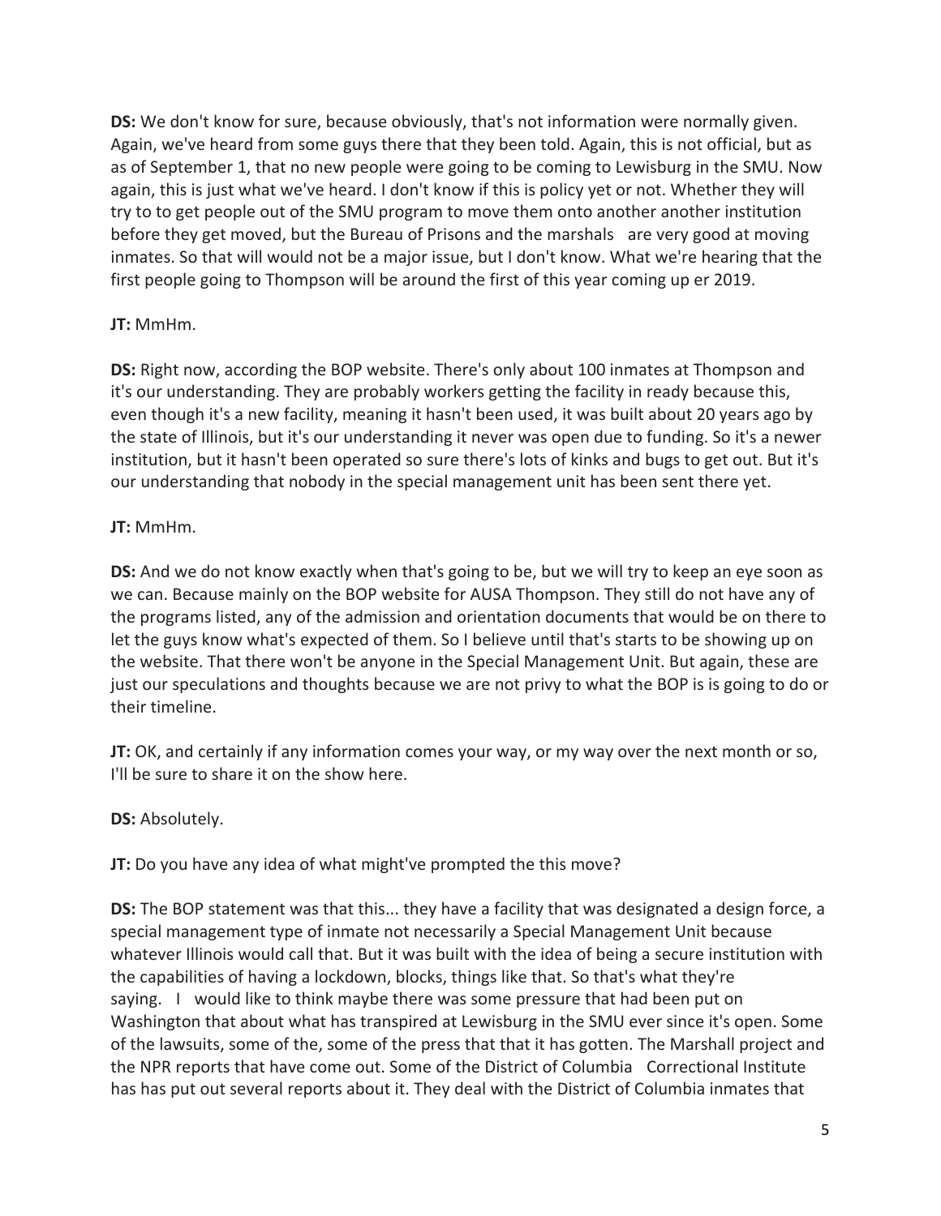**DS:** We don't know for sure, because obviously, that's not information were normally given. Again, we've heard from some guys there that they been told. Again, this is not official, but as as of September 1, that no new people were going to be coming to Lewisburg in the SMU. Now again, this is just what we've heard. I don't know if this is policy yet or not. Whether they will try to to get people out of the SMU program to move them onto another another institution before they get moved, but the Bureau of Prisons and the marshals are very good at moving inmates. So that will would not be a major issue, but I don't know. What we're hearing that the first people going to Thompson will be around the first of this year coming up er 2019.

**JT:** MmHm.

**DS:** Right now, according the BOP website. There's only about 100 inmates at Thompson and it's our understanding. They are probably workers getting the facility in ready because this, even though it's a new facility, meaning it hasn't been used, it was built about 20 years ago by the state of Illinois, but it's our understanding it never was open due to funding. So it's a newer institution, but it hasn't been operated so sure there's lots of kinks and bugs to get out. But it's our understanding that nobody in the special management unit has been sent there yet.

**JT:** MmHm.

**DS:** And we do not know exactly when that's going to be, but we will try to keep an eye soon as we can. Because mainly on the BOP website for AUSA Thompson. They still do not have any of the programs listed, any of the admission and orientation documents that would be on there to let the guys know what's expected of them. So I believe until that's starts to be showing up on the website. That there won't be anyone in the Special Management Unit. But again, these are just our speculations and thoughts because we are not privy to what the BOP is is going to do or their timeline.

**JT:** OK, and certainly if any information comes your way, or my way over the next month or so, I'll be sure to share it on the show here.

**DS:** Absolutely.

**JT:** Do you have any idea of what might've prompted the this move?

**DS:** The BOP statement was that this... they have a facility that was designated a design force, a special management type of inmate not necessarily a Special Management Unit because whatever Illinois would call that. But it was built with the idea of being a secure institution with the capabilities of having a lockdown, blocks, things like that. So that's what they're saying. I would like to think maybe there was some pressure that had been put on Washington that about what has transpired at Lewisburg in the SMU ever since it's open. Some of the lawsuits, some of the, some of the press that that it has gotten. The Marshall project and the NPR reports that have come out. Some of the District of Columbia Correctional Institute has has put out several reports about it. They deal with the District of Columbia inmates that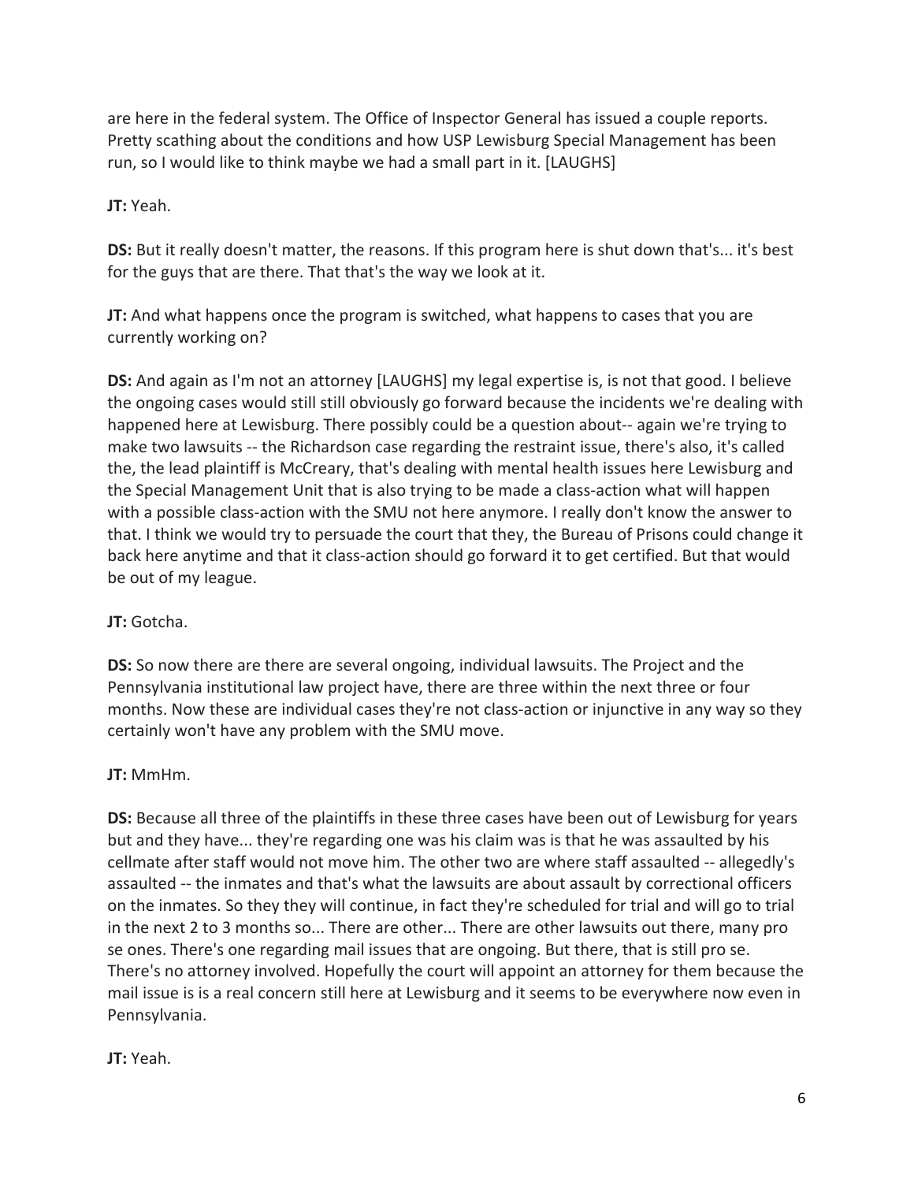are here in the federal system. The Office of Inspector General has issued a couple reports. Pretty scathing about the conditions and how USP Lewisburg Special Management has been run, so I would like to think maybe we had a small part in it. [LAUGHS]

**JT:** Yeah.

**DS:** But it really doesn't matter, the reasons. If this program here is shut down that's... it's best for the guys that are there. That that's the way we look at it.

**JT:** And what happens once the program is switched, what happens to cases that you are currently working on?

**DS:** And again as I'm not an attorney [LAUGHS] my legal expertise is, is not that good. I believe the ongoing cases would still still obviously go forward because the incidents we're dealing with happened here at Lewisburg. There possibly could be a question about-- again we're trying to make two lawsuits -- the Richardson case regarding the restraint issue, there's also, it's called the, the lead plaintiff is McCreary, that's dealing with mental health issues here Lewisburg and the Special Management Unit that is also trying to be made a class-action what will happen with a possible class-action with the SMU not here anymore. I really don't know the answer to that. I think we would try to persuade the court that they, the Bureau of Prisons could change it back here anytime and that it class-action should go forward it to get certified. But that would be out of my league.

**JT:** Gotcha.

**DS:** So now there are there are several ongoing, individual lawsuits. The Project and the Pennsylvania institutional law project have, there are three within the next three or four months. Now these are individual cases they're not class-action or injunctive in any way so they certainly won't have any problem with the SMU move.

**JT:** MmHm.

**DS:** Because all three of the plaintiffs in these three cases have been out of Lewisburg for years but and they have... they're regarding one was his claim was is that he was assaulted by his cellmate after staff would not move him. The other two are where staff assaulted -- allegedly's assaulted -- the inmates and that's what the lawsuits are about assault by correctional officers on the inmates. So they they will continue, in fact they're scheduled for trial and will go to trial in the next 2 to 3 months so... There are other... There are other lawsuits out there, many pro se ones. There's one regarding mail issues that are ongoing. But there, that is still pro se. There's no attorney involved. Hopefully the court will appoint an attorney for them because the mail issue is is a real concern still here at Lewisburg and it seems to be everywhere now even in Pennsylvania.

**JT:** Yeah.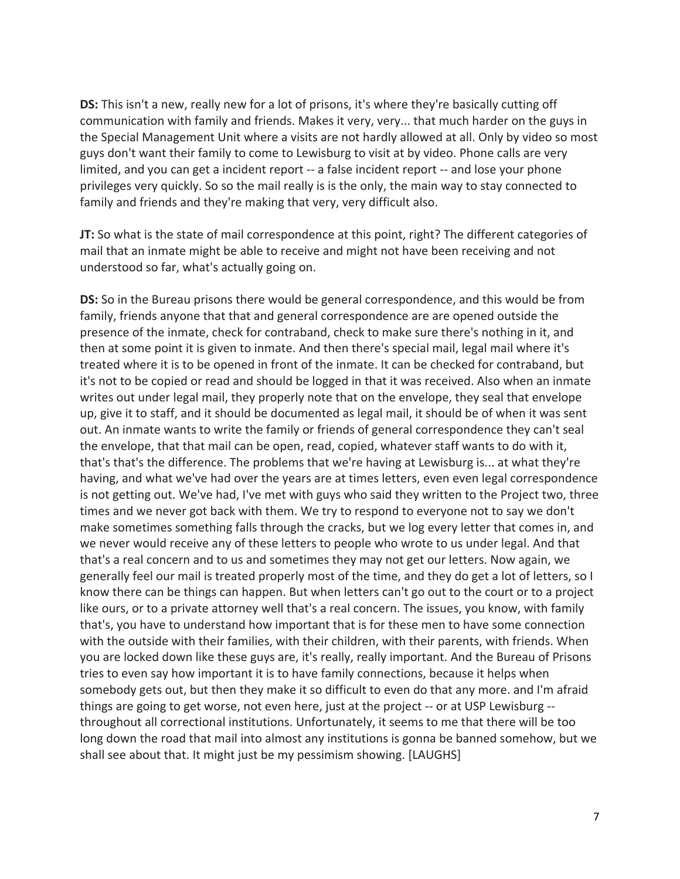**DS:** This isn't a new, really new for a lot of prisons, it's where they're basically cutting off communication with family and friends. Makes it very, very... that much harder on the guys in the Special Management Unit where a visits are not hardly allowed at all. Only by video so most guys don't want their family to come to Lewisburg to visit at by video. Phone calls are very limited, and you can get a incident report -- a false incident report -- and lose your phone privileges very quickly. So so the mail really is is the only, the main way to stay connected to family and friends and they're making that very, very difficult also.

**JT:** So what is the state of mail correspondence at this point, right? The different categories of mail that an inmate might be able to receive and might not have been receiving and not understood so far, what's actually going on.

**DS:** So in the Bureau prisons there would be general correspondence, and this would be from family, friends anyone that that and general correspondence are are opened outside the presence of the inmate, check for contraband, check to make sure there's nothing in it, and then at some point it is given to inmate. And then there's special mail, legal mail where it's treated where it is to be opened in front of the inmate. It can be checked for contraband, but it's not to be copied or read and should be logged in that it was received. Also when an inmate writes out under legal mail, they properly note that on the envelope, they seal that envelope up, give it to staff, and it should be documented as legal mail, it should be of when it was sent out. An inmate wants to write the family or friends of general correspondence they can't seal the envelope, that that mail can be open, read, copied, whatever staff wants to do with it, that's that's the difference. The problems that we're having at Lewisburg is... at what they're having, and what we've had over the years are at times letters, even even legal correspondence is not getting out. We've had, I've met with guys who said they written to the Project two, three times and we never got back with them. We try to respond to everyone not to say we don't make sometimes something falls through the cracks, but we log every letter that comes in, and we never would receive any of these letters to people who wrote to us under legal. And that that's a real concern and to us and sometimes they may not get our letters. Now again, we generally feel our mail is treated properly most of the time, and they do get a lot of letters, so I know there can be things can happen. But when letters can't go out to the court or to a project like ours, or to a private attorney well that's a real concern. The issues, you know, with family that's, you have to understand how important that is for these men to have some connection with the outside with their families, with their children, with their parents, with friends. When you are locked down like these guys are, it's really, really important. And the Bureau of Prisons tries to even say how important it is to have family connections, because it helps when somebody gets out, but then they make it so difficult to even do that any more. and I'm afraid things are going to get worse, not even here, just at the project -- or at USP Lewisburg -- throughout all correctional institutions. Unfortunately, it seems to me that there will be too long down the road that mail into almost any institutions is gonna be banned somehow, but we shall see about that. It might just be my pessimism showing. [LAUGHS]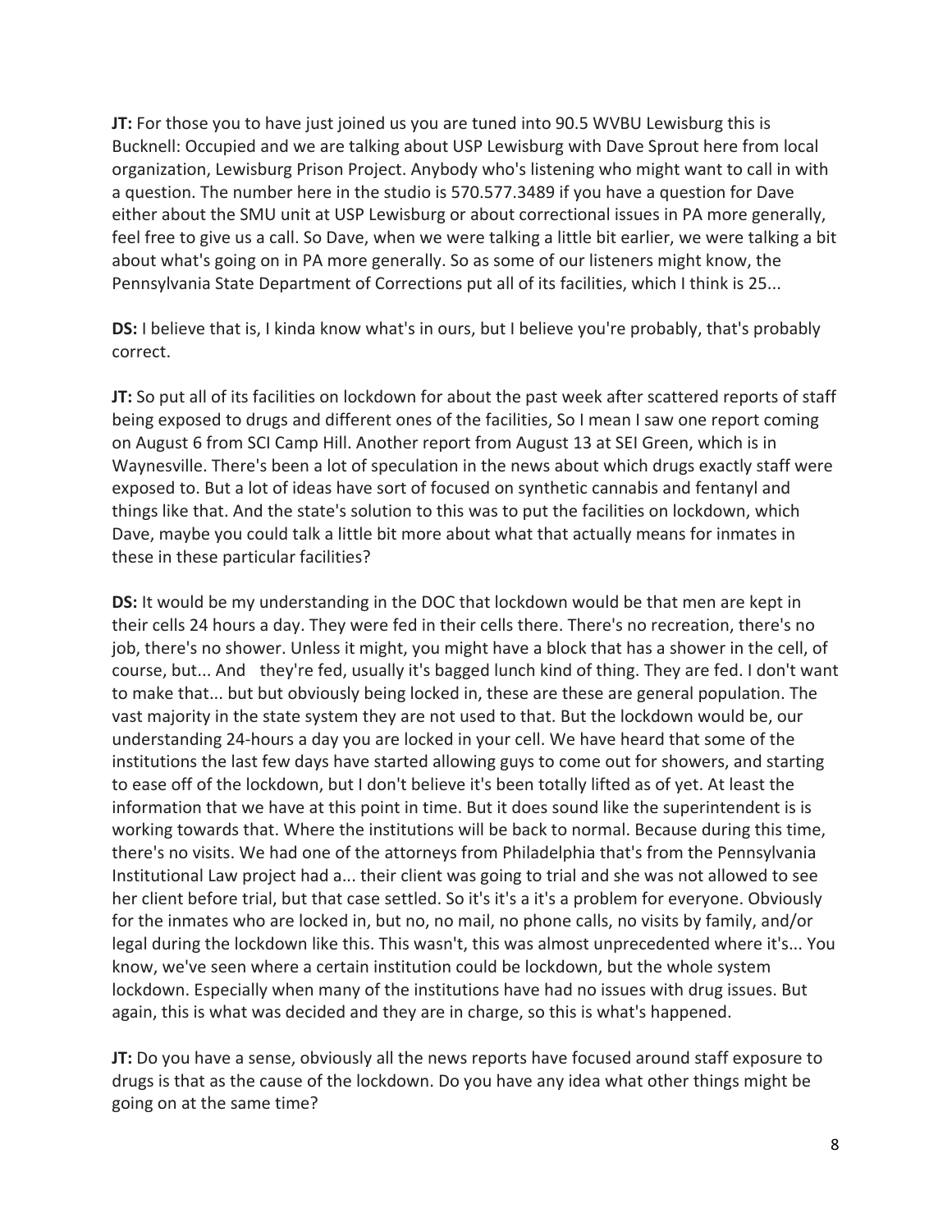**JT:** For those you to have just joined us you are tuned into 90.5 WVBU Lewisburg this is Bucknell: Occupied and we are talking about USP Lewisburg with Dave Sprout here from local organization, Lewisburg Prison Project. Anybody who's listening who might want to call in with a question. The number here in the studio is 570.577.3489 if you have a question for Dave either about the SMU unit at USP Lewisburg or about correctional issues in PA more generally, feel free to give us a call. So Dave, when we were talking a little bit earlier, we were talking a bit about what's going on in PA more generally. So as some of our listeners might know, the Pennsylvania State Department of Corrections put all of its facilities, which I think is 25...

**DS:** I believe that is, I kinda know what's in ours, but I believe you're probably, that's probably correct.

**JT:** So put all of its facilities on lockdown for about the past week after scattered reports of staff being exposed to drugs and different ones of the facilities, So I mean I saw one report coming on August 6 from SCI Camp Hill. Another report from August 13 at SEI Green, which is in Waynesville. There's been a lot of speculation in the news about which drugs exactly staff were exposed to. But a lot of ideas have sort of focused on synthetic cannabis and fentanyl and things like that. And the state's solution to this was to put the facilities on lockdown, which Dave, maybe you could talk a little bit more about what that actually means for inmates in these in these particular facilities?

**DS:** It would be my understanding in the DOC that lockdown would be that men are kept in their cells 24 hours a day. They were fed in their cells there. There's no recreation, there's no job, there's no shower. Unless it might, you might have a block that has a shower in the cell, of course, but... And they're fed, usually it's bagged lunch kind of thing. They are fed. I don't want to make that... but but obviously being locked in, these are these are general population. The vast majority in the state system they are not used to that. But the lockdown would be, our understanding 24-hours a day you are locked in your cell. We have heard that some of the institutions the last few days have started allowing guys to come out for showers, and starting to ease off of the lockdown, but I don't believe it's been totally lifted as of yet. At least the information that we have at this point in time. But it does sound like the superintendent is is working towards that. Where the institutions will be back to normal. Because during this time, there's no visits. We had one of the attorneys from Philadelphia that's from the Pennsylvania Institutional Law project had a... their client was going to trial and she was not allowed to see her client before trial, but that case settled. So it's it's a it's a problem for everyone. Obviously for the inmates who are locked in, but no, no mail, no phone calls, no visits by family, and/or legal during the lockdown like this. This wasn't, this was almost unprecedented where it's... You know, we've seen where a certain institution could be lockdown, but the whole system lockdown. Especially when many of the institutions have had no issues with drug issues. But again, this is what was decided and they are in charge, so this is what's happened.

**JT:** Do you have a sense, obviously all the news reports have focused around staff exposure to drugs is that as the cause of the lockdown. Do you have any idea what other things might be going on at the same time?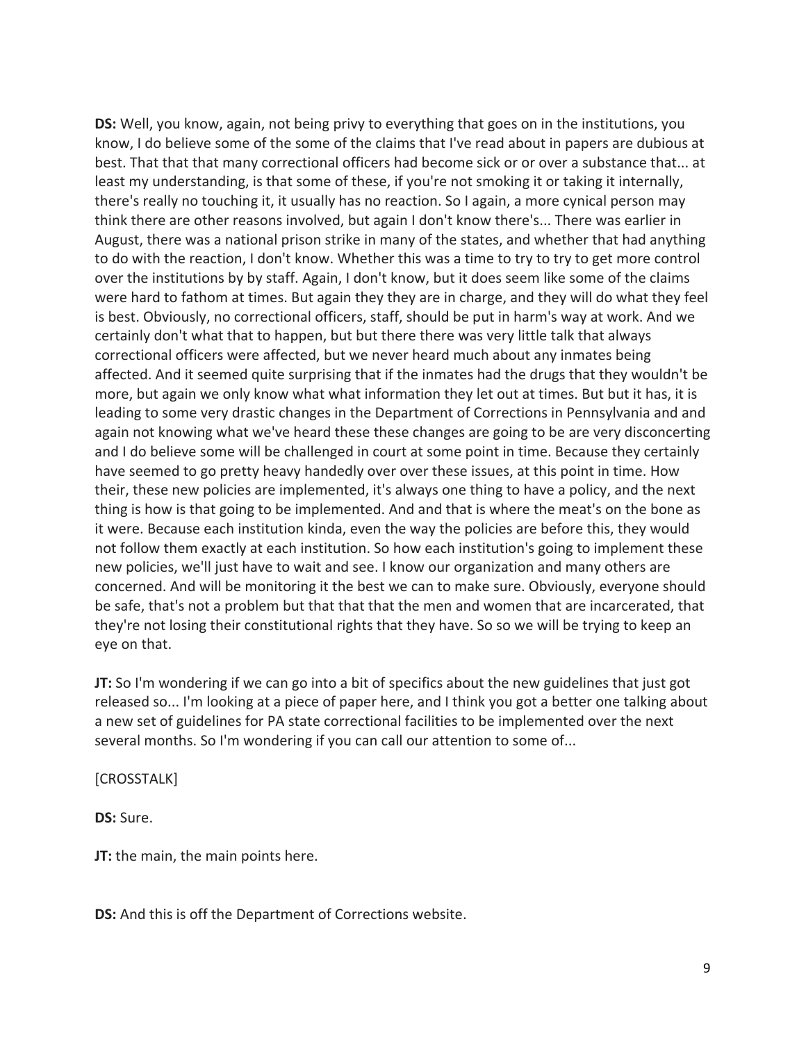**DS:** Well, you know, again, not being privy to everything that goes on in the institutions, you know, I do believe some of the some of the claims that I've read about in papers are dubious at best. That that that many correctional officers had become sick or or over a substance that... at least my understanding, is that some of these, if you're not smoking it or taking it internally, there's really no touching it, it usually has no reaction. So I again, a more cynical person may think there are other reasons involved, but again I don't know there's... There was earlier in August, there was a national prison strike in many of the states, and whether that had anything to do with the reaction, I don't know. Whether this was a time to try to try to get more control over the institutions by by staff. Again, I don't know, but it does seem like some of the claims were hard to fathom at times. But again they they are in charge, and they will do what they feel is best. Obviously, no correctional officers, staff, should be put in harm's way at work. And we certainly don't what that to happen, but but there there was very little talk that always correctional officers were affected, but we never heard much about any inmates being affected. And it seemed quite surprising that if the inmates had the drugs that they wouldn't be more, but again we only know what what information they let out at times. But but it has, it is leading to some very drastic changes in the Department of Corrections in Pennsylvania and and again not knowing what we've heard these these changes are going to be are very disconcerting and I do believe some will be challenged in court at some point in time. Because they certainly have seemed to go pretty heavy handedly over over these issues, at this point in time. How their, these new policies are implemented, it's always one thing to have a policy, and the next thing is how is that going to be implemented. And and that is where the meat's on the bone as it were. Because each institution kinda, even the way the policies are before this, they would not follow them exactly at each institution. So how each institution's going to implement these new policies, we'll just have to wait and see. I know our organization and many others are concerned. And will be monitoring it the best we can to make sure. Obviously, everyone should be safe, that's not a problem but that that that the men and women that are incarcerated, that they're not losing their constitutional rights that they have. So so we will be trying to keep an eye on that.

**JT:** So I'm wondering if we can go into a bit of specifics about the new guidelines that just got released so... I'm looking at a piece of paper here, and I think you got a better one talking about a new set of guidelines for PA state correctional facilities to be implemented over the next several months. So I'm wondering if you can call our attention to some of...

[CROSSTALK]

**DS:** Sure.

**JT:** the main, the main points here.

**DS:** And this is off the Department of Corrections website.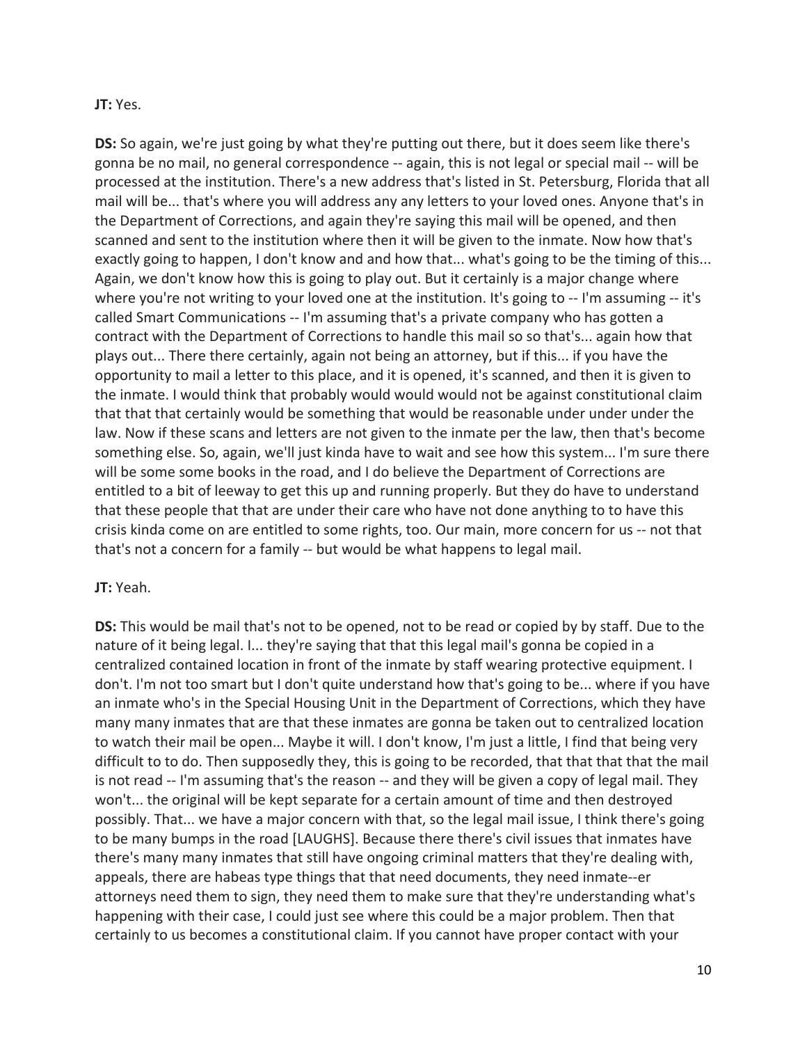**JT:** Yes.

**DS:** So again, we're just going by what they're putting out there, but it does seem like there's gonna be no mail, no general correspondence -- again, this is not legal or special mail -- will be processed at the institution. There's a new address that's listed in St. Petersburg, Florida that all mail will be... that's where you will address any any letters to your loved ones. Anyone that's in the Department of Corrections, and again they're saying this mail will be opened, and then scanned and sent to the institution where then it will be given to the inmate. Now how that's exactly going to happen, I don't know and and how that... what's going to be the timing of this... Again, we don't know how this is going to play out. But it certainly is a major change where where you're not writing to your loved one at the institution. It's going to -- I'm assuming -- it's called Smart Communications -- I'm assuming that's a private company who has gotten a contract with the Department of Corrections to handle this mail so so that's... again how that plays out... There there certainly, again not being an attorney, but if this... if you have the opportunity to mail a letter to this place, and it is opened, it's scanned, and then it is given to the inmate. I would think that probably would would would not be against constitutional claim that that that certainly would be something that would be reasonable under under under the law. Now if these scans and letters are not given to the inmate per the law, then that's become something else. So, again, we'll just kinda have to wait and see how this system... I'm sure there will be some some books in the road, and I do believe the Department of Corrections are entitled to a bit of leeway to get this up and running properly. But they do have to understand that these people that that are under their care who have not done anything to to have this crisis kinda come on are entitled to some rights, too. Our main, more concern for us -- not that that's not a concern for a family -- but would be what happens to legal mail.

**JT:** Yeah.

**DS:** This would be mail that's not to be opened, not to be read or copied by by staff. Due to the nature of it being legal. I... they're saying that that this legal mail's gonna be copied in a centralized contained location in front of the inmate by staff wearing protective equipment. I don't. I'm not too smart but I don't quite understand how that's going to be... where if you have an inmate who's in the Special Housing Unit in the Department of Corrections, which they have many many inmates that are that these inmates are gonna be taken out to centralized location to watch their mail be open... Maybe it will. I don't know, I'm just a little, I find that being very difficult to to do. Then supposedly they, this is going to be recorded, that that that that the mail is not read -- I'm assuming that's the reason -- and they will be given a copy of legal mail. They won't... the original will be kept separate for a certain amount of time and then destroyed possibly. That... we have a major concern with that, so the legal mail issue, I think there's going to be many bumps in the road [LAUGHS]. Because there there's civil issues that inmates have there's many many inmates that still have ongoing criminal matters that they're dealing with, appeals, there are habeas type things that that need documents, they need inmate--er attorneys need them to sign, they need them to make sure that they're understanding what's happening with their case, I could just see where this could be a major problem. Then that certainly to us becomes a constitutional claim. If you cannot have proper contact with your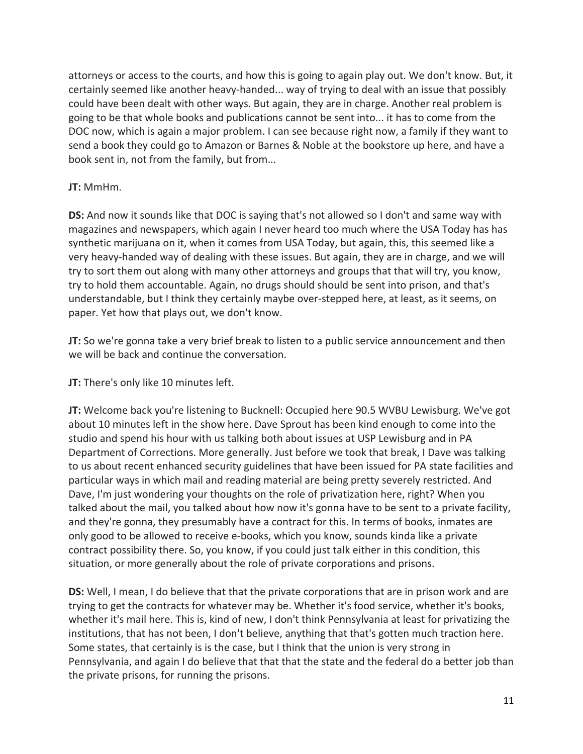attorneys or access to the courts, and how this is going to again play out. We don't know. But, it certainly seemed like another heavy-handed... way of trying to deal with an issue that possibly could have been dealt with other ways. But again, they are in charge. Another real problem is going to be that whole books and publications cannot be sent into... it has to come from the DOC now, which is again a major problem. I can see because right now, a family if they want to send a book they could go to Amazon or Barnes & Noble at the bookstore up here, and have a book sent in, not from the family, but from...

**JT:** MmHm.

**DS:** And now it sounds like that DOC is saying that's not allowed so I don't and same way with magazines and newspapers, which again I never heard too much where the USA Today has has synthetic marijuana on it, when it comes from USA Today, but again, this, this seemed like a very heavy-handed way of dealing with these issues. But again, they are in charge, and we will try to sort them out along with many other attorneys and groups that that will try, you know, try to hold them accountable. Again, no drugs should should be sent into prison, and that's understandable, but I think they certainly maybe over-stepped here, at least, as it seems, on paper. Yet how that plays out, we don't know.

**JT:** So we're gonna take a very brief break to listen to a public service announcement and then we will be back and continue the conversation.

**JT:** There's only like 10 minutes left.

**JT:** Welcome back you're listening to Bucknell: Occupied here 90.5 WVBU Lewisburg. We've got about 10 minutes left in the show here. Dave Sprout has been kind enough to come into the studio and spend his hour with us talking both about issues at USP Lewisburg and in PA Department of Corrections. More generally. Just before we took that break, I Dave was talking to us about recent enhanced security guidelines that have been issued for PA state facilities and particular ways in which mail and reading material are being pretty severely restricted. And Dave, I'm just wondering your thoughts on the role of privatization here, right? When you talked about the mail, you talked about how now it's gonna have to be sent to a private facility, and they're gonna, they presumably have a contract for this. In terms of books, inmates are only good to be allowed to receive e-books, which you know, sounds kinda like a private contract possibility there. So, you know, if you could just talk either in this condition, this situation, or more generally about the role of private corporations and prisons.

**DS:** Well, I mean, I do believe that that the private corporations that are in prison work and are trying to get the contracts for whatever may be. Whether it's food service, whether it's books, whether it's mail here. This is, kind of new, I don't think Pennsylvania at least for privatizing the institutions, that has not been, I don't believe, anything that that's gotten much traction here. Some states, that certainly is is the case, but I think that the union is very strong in Pennsylvania, and again I do believe that that that the state and the federal do a better job than the private prisons, for running the prisons.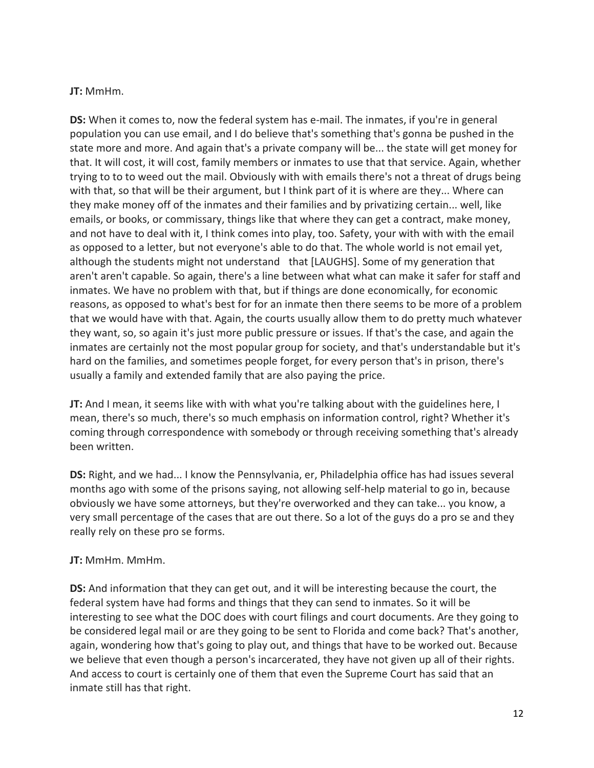**JT:** MmHm.

**DS:** When it comes to, now the federal system has e-mail. The inmates, if you're in general population you can use email, and I do believe that's something that's gonna be pushed in the state more and more. And again that's a private company will be... the state will get money for that. It will cost, it will cost, family members or inmates to use that that service. Again, whether trying to to to weed out the mail. Obviously with with emails there's not a threat of drugs being with that, so that will be their argument, but I think part of it is where are they... Where can they make money off of the inmates and their families and by privatizing certain... well, like emails, or books, or commissary, things like that where they can get a contract, make money, and not have to deal with it, I think comes into play, too. Safety, your with with with the email as opposed to a letter, but not everyone's able to do that. The whole world is not email yet, although the students might not understand that [LAUGHS]. Some of my generation that aren't aren't capable. So again, there's a line between what what can make it safer for staff and inmates. We have no problem with that, but if things are done economically, for economic reasons, as opposed to what's best for for an inmate then there seems to be more of a problem that we would have with that. Again, the courts usually allow them to do pretty much whatever they want, so, so again it's just more public pressure or issues. If that's the case, and again the inmates are certainly not the most popular group for society, and that's understandable but it's hard on the families, and sometimes people forget, for every person that's in prison, there's usually a family and extended family that are also paying the price.

**JT:** And I mean, it seems like with with what you're talking about with the guidelines here, I mean, there's so much, there's so much emphasis on information control, right? Whether it's coming through correspondence with somebody or through receiving something that's already been written.

**DS:** Right, and we had... I know the Pennsylvania, er, Philadelphia office has had issues several months ago with some of the prisons saying, not allowing self-help material to go in, because obviously we have some attorneys, but they're overworked and they can take... you know, a very small percentage of the cases that are out there. So a lot of the guys do a pro se and they really rely on these pro se forms.

**JT:** MmHm. MmHm.

**DS:** And information that they can get out, and it will be interesting because the court, the federal system have had forms and things that they can send to inmates. So it will be interesting to see what the DOC does with court filings and court documents. Are they going to be considered legal mail or are they going to be sent to Florida and come back? That's another, again, wondering how that's going to play out, and things that have to be worked out. Because we believe that even though a person's incarcerated, they have not given up all of their rights. And access to court is certainly one of them that even the Supreme Court has said that an inmate still has that right.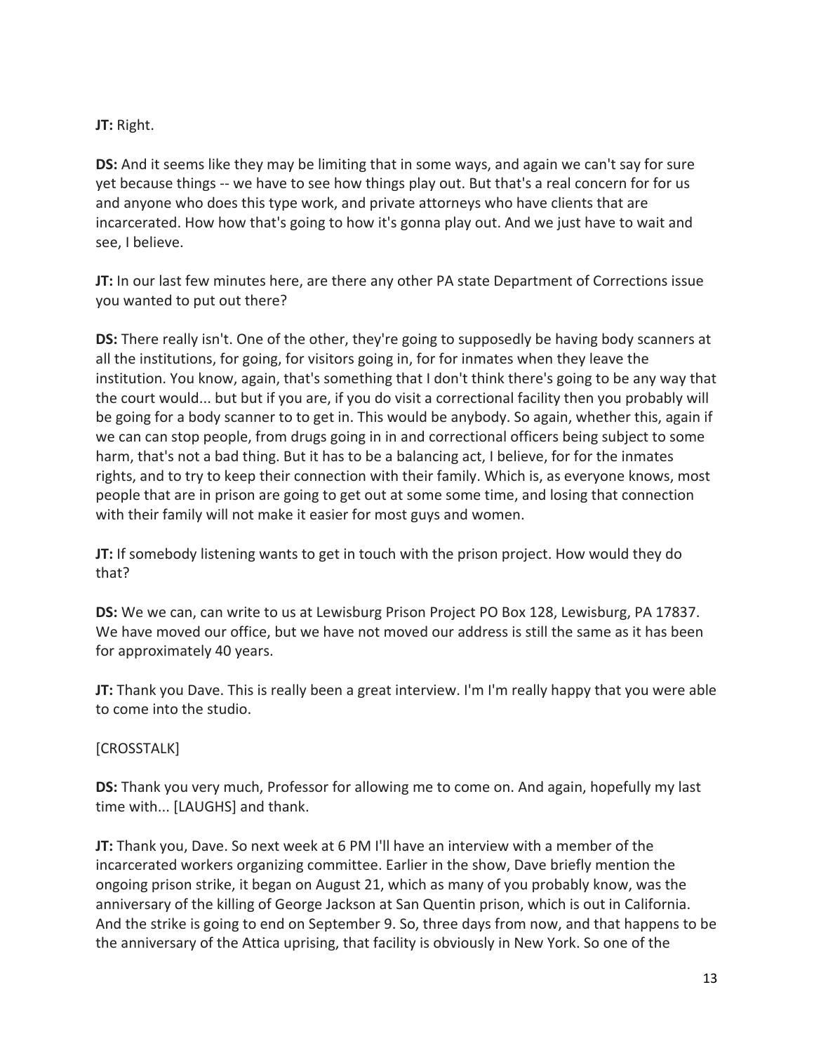**JT:** Right.

**DS:** And it seems like they may be limiting that in some ways, and again we can't say for sure yet because things -- we have to see how things play out. But that's a real concern for for us and anyone who does this type work, and private attorneys who have clients that are incarcerated. How how that's going to how it's gonna play out. And we just have to wait and see, I believe.

**JT:** In our last few minutes here, are there any other PA state Department of Corrections issue you wanted to put out there?

**DS:** There really isn't. One of the other, they're going to supposedly be having body scanners at all the institutions, for going, for visitors going in, for for inmates when they leave the institution. You know, again, that's something that I don't think there's going to be any way that the court would... but but if you are, if you do visit a correctional facility then you probably will be going for a body scanner to to get in. This would be anybody. So again, whether this, again if we can can stop people, from drugs going in in and correctional officers being subject to some harm, that's not a bad thing. But it has to be a balancing act, I believe, for for the inmates rights, and to try to keep their connection with their family. Which is, as everyone knows, most people that are in prison are going to get out at some some time, and losing that connection with their family will not make it easier for most guys and women.

**JT:** If somebody listening wants to get in touch with the prison project. How would they do that?

**DS:** We we can, can write to us at Lewisburg Prison Project PO Box 128, Lewisburg, PA 17837. We have moved our office, but we have not moved our address is still the same as it has been for approximately 40 years.

**JT:** Thank you Dave. This is really been a great interview. I'm I'm really happy that you were able to come into the studio.

[CROSSTALK]

**DS:** Thank you very much, Professor for allowing me to come on. And again, hopefully my last time with... [LAUGHS] and thank.

**JT:** Thank you, Dave. So next week at 6 PM I'll have an interview with a member of the incarcerated workers organizing committee. Earlier in the show, Dave briefly mention the ongoing prison strike, it began on August 21, which as many of you probably know, was the anniversary of the killing of George Jackson at San Quentin prison, which is out in California. And the strike is going to end on September 9. So, three days from now, and that happens to be the anniversary of the Attica uprising, that facility is obviously in New York. So one of the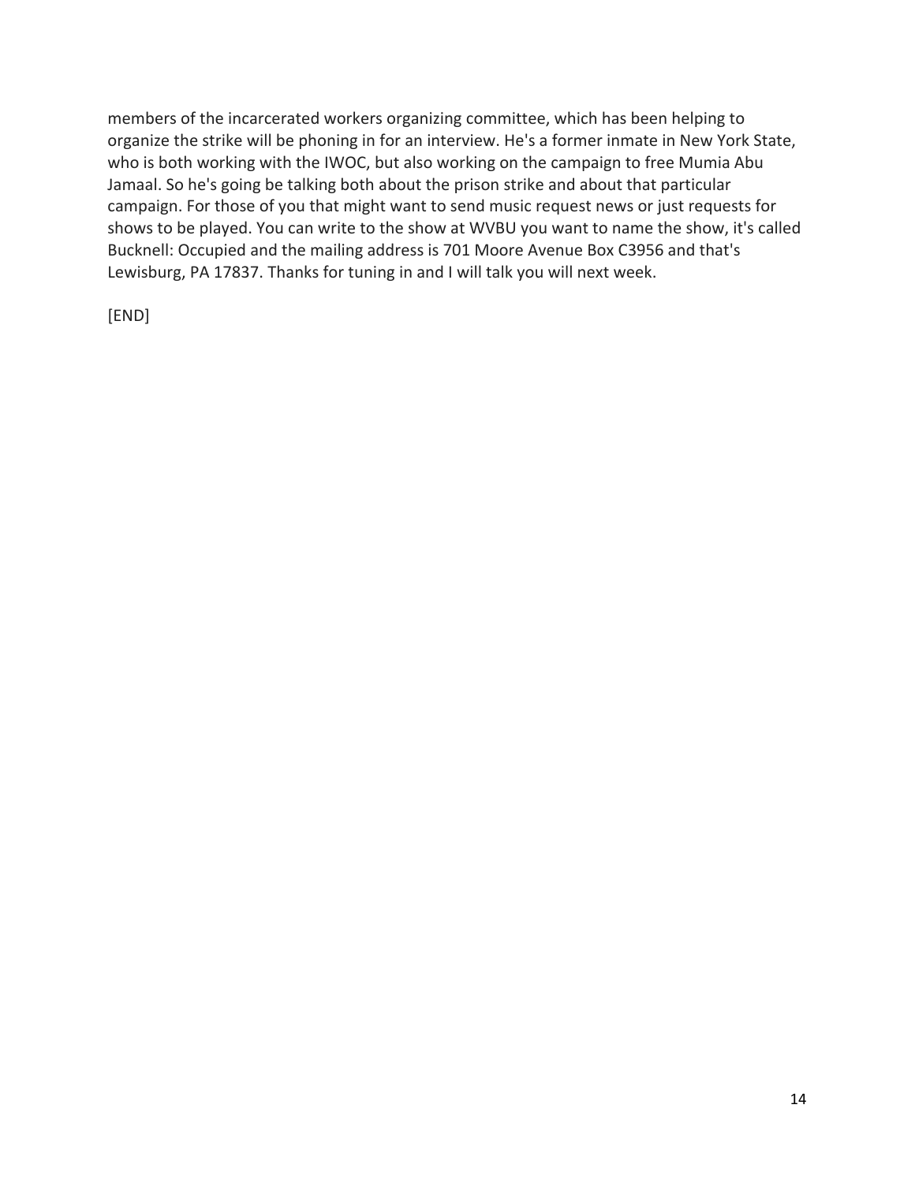members of the incarcerated workers organizing committee, which has been helping to organize the strike will be phoning in for an interview. He's a former inmate in New York State, who is both working with the IWOC, but also working on the campaign to free Mumia Abu Jamaal. So he's going be talking both about the prison strike and about that particular campaign. For those of you that might want to send music request news or just requests for shows to be played. You can write to the show at WVBU you want to name the show, it's called Bucknell: Occupied and the mailing address is 701 Moore Avenue Box C3956 and that's Lewisburg, PA 17837. Thanks for tuning in and I will talk you will next week.

[END]